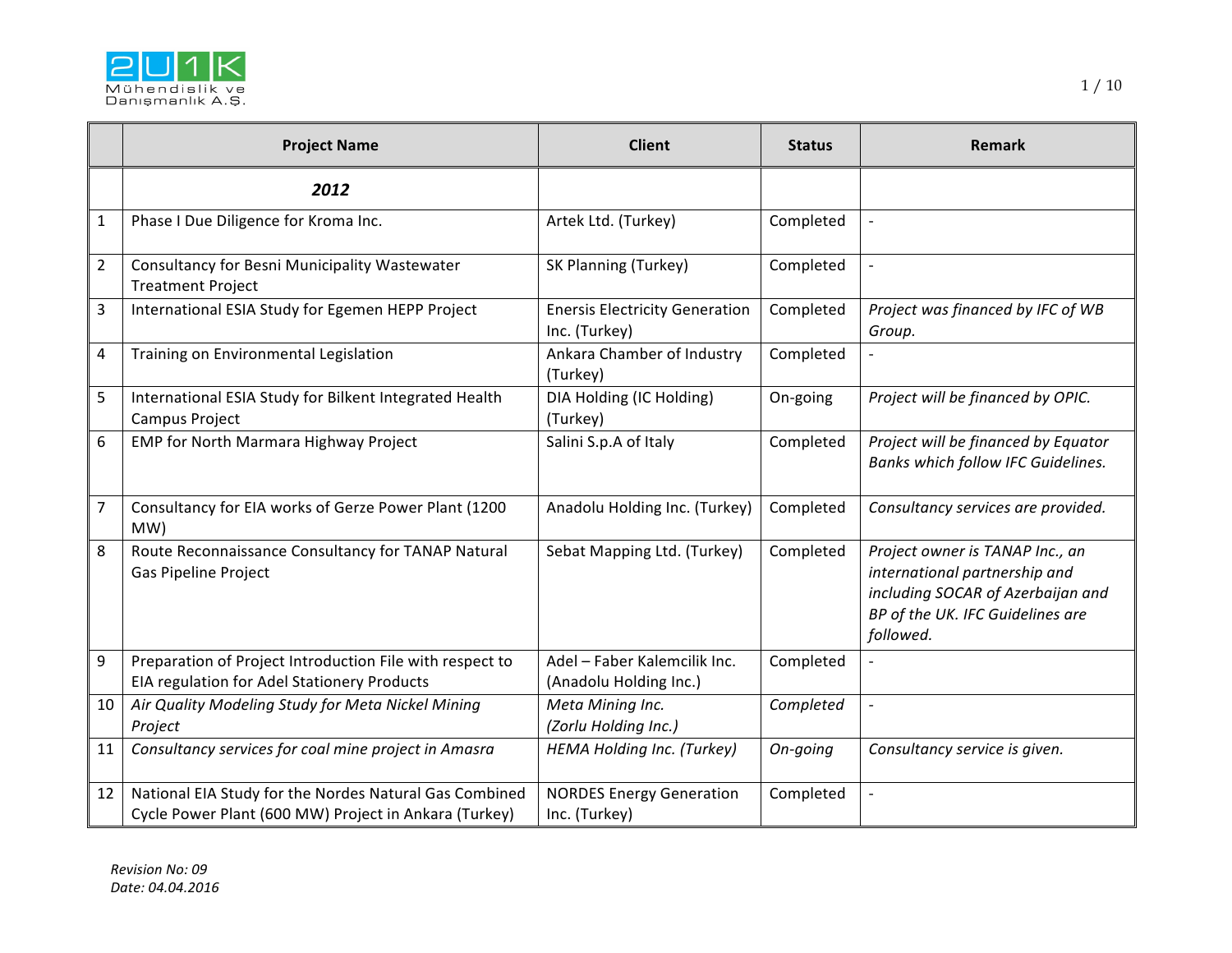| | Project Name | Client | Status | Remark |
|---|---|---|---|---|
| | ***2012*** | | | |
| 1 | Phase I Due Diligence for Kroma Inc. | Artek Ltd. (Turkey) | Completed | - |
| 2 | Consultancy for Besni Municipality Wastewater Treatment Project | SK Planning (Turkey) | Completed | - |
| 3 | International ESIA Study for Egemen HEPP Project | Enersis Electricity Generation Inc. (Turkey) | Completed | *Project was financed by IFC of WB Group.* |
| 4 | Training on Environmental Legislation | Ankara Chamber of Industry (Turkey) | Completed | - |
| 5 | International ESIA Study for Bilkent Integrated Health Campus Project | DIA Holding (IC Holding) (Turkey) | On-going | *Project will be financed by OPIC.* |
| 6 | EMP for North Marmara Highway Project | Salini S.p.A of Italy | Completed | *Project will be financed by Equator Banks which follow IFC Guidelines.* |
| 7 | Consultancy for EIA works of Gerze Power Plant (1200 MW) | Anadolu Holding Inc. (Turkey) | Completed | *Consultancy services are provided.* |
| 8 | Route Reconnaissance Consultancy for TANAP Natural Gas Pipeline Project | Sebat Mapping Ltd. (Turkey) | Completed | *Project owner is TANAP Inc., an international partnership and including SOCAR of Azerbaijan and BP of the UK. IFC Guidelines are followed.* |
| 9 | Preparation of Project Introduction File with respect to EIA regulation for Adel Stationery Products | Adel – Faber Kalemcilik Inc. (Anadolu Holding Inc.) | Completed | - |
| 10 | *Air Quality Modeling Study for Meta Nickel Mining Project* | *Meta Mining Inc. (Zorlu Holding Inc.)* | *Completed* | - |
| 11 | *Consultancy services for coal mine project in Amasra* | *HEMA Holding Inc. (Turkey)* | *On-going* | *Consultancy service is given.* |
| 12 | National EIA Study for the Nordes Natural Gas Combined Cycle Power Plant (600 MW) Project in Ankara (Turkey) | NORDES Energy Generation Inc. (Turkey) | Completed | - |

*Revision No: 09*
*Date: 04.04.2016*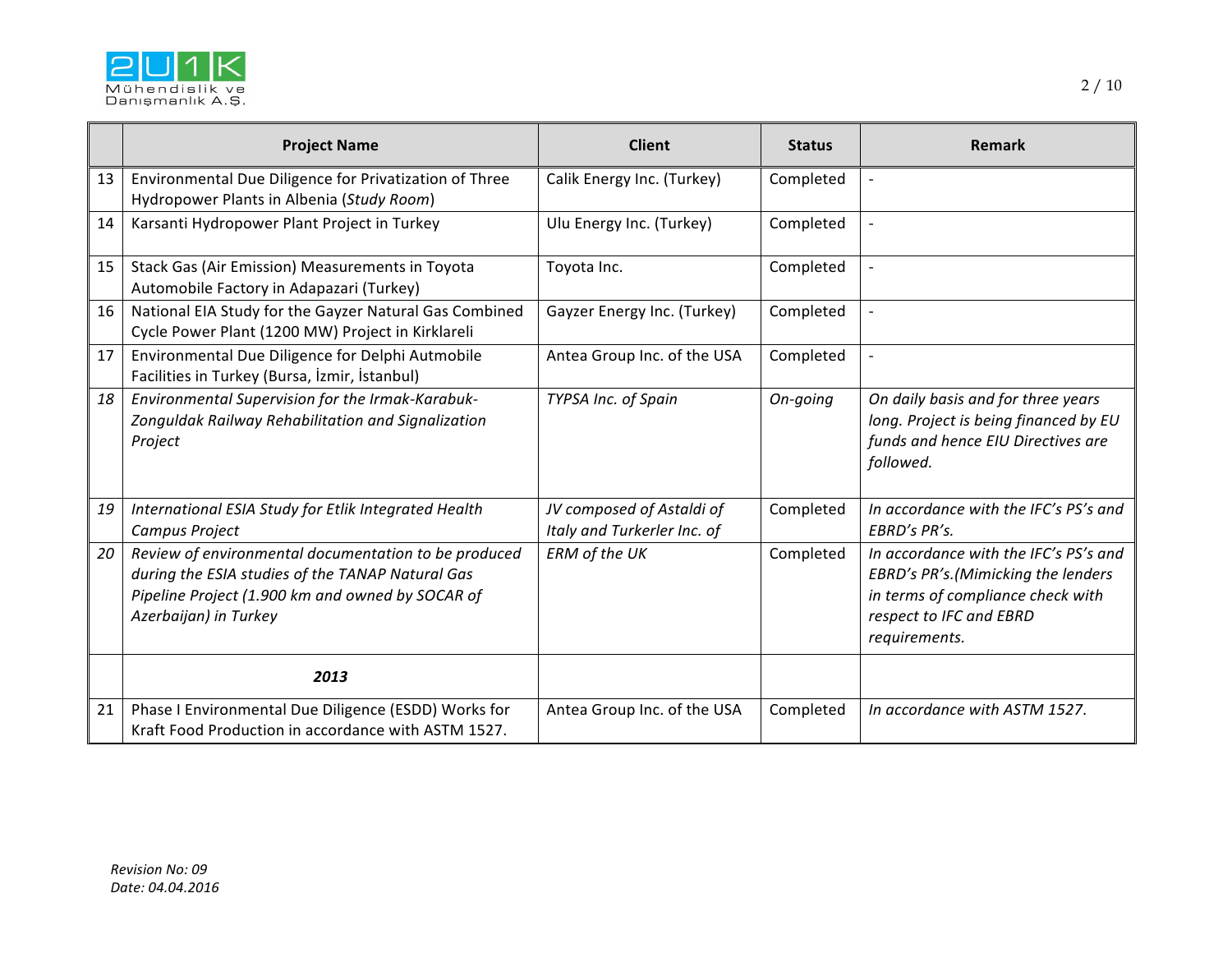| | Project Name | Client | Status | Remark |
|---|---|---|---|---|
| 13 | Environmental Due Diligence for Privatization of Three Hydropower Plants in Albania (*Study Room*) | Calik Energy Inc. (Turkey) | Completed | - |
| 14 | Karsanti Hydropower Plant Project in Turkey | Ulu Energy Inc. (Turkey) | Completed | - |
| 15 | Stack Gas (Air Emission) Measurements in Toyota Automobile Factory in Adapazari (Turkey) | Toyota Inc. | Completed | - |
| 16 | National EIA Study for the Gayzer Natural Gas Combined Cycle Power Plant (1200 MW) Project in Kirklareli | Gayzer Energy Inc. (Turkey) | Completed | - |
| 17 | Environmental Due Diligence for Delphi Autmobile Facilities in Turkey (Bursa, İzmir, İstanbul) | Antea Group Inc. of the USA | Completed | - |
| *18* | *Environmental Supervision for the Irmak-Karabuk-Zonguldak Railway Rehabilitation and Signalization Project* | *TYPSA Inc. of Spain* | *On-going* | *On daily basis and for three years long. Project is being financed by EU funds and hence EIU Directives are followed.* |
| *19* | *International ESIA Study for Etlik Integrated Health Campus Project* | *JV composed of Astaldi of Italy and Turkerler Inc. of* | Completed | *In accordance with the IFC's PS's and EBRD's PR's.* |
| *20* | *Review of environmental documentation to be produced during the ESIA studies of the TANAP Natural Gas Pipeline Project (1.900 km and owned by SOCAR of Azerbaijan) in Turkey* | *ERM of the UK* | Completed | *In accordance with the IFC's PS's and EBRD's PR's.(Mimicking the lenders in terms of compliance check with respect to IFC and EBRD requirements.* |
| | ***2013*** | | | |
| 21 | Phase I Environmental Due Diligence (ESDD) Works for Kraft Food Production in accordance with ASTM 1527. | Antea Group Inc. of the USA | Completed | *In accordance with ASTM 1527.* |

*Revision No: 09*
*Date: 04.04.2016*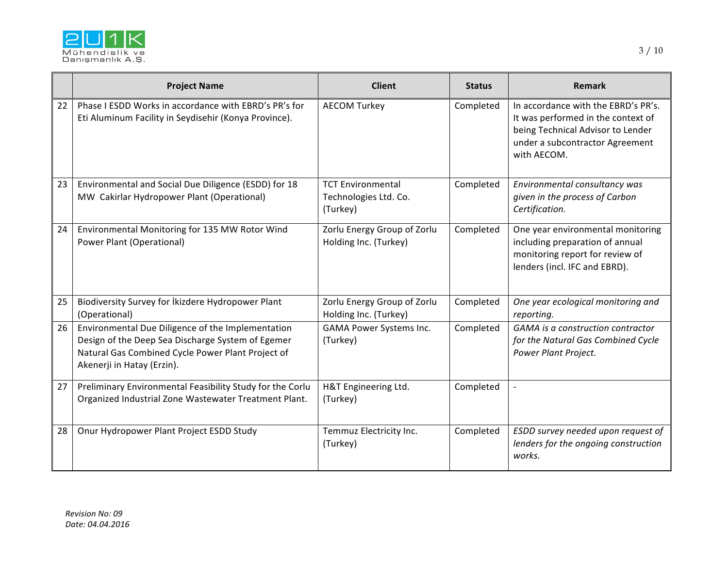| | Project Name | Client | Status | Remark |
|---|---|---|---|---|
| 22 | Phase I ESDD Works in accordance with EBRD's PR's for Eti Aluminum Facility in Seydisehir (Konya Province). | AECOM Turkey | Completed | In accordance with the EBRD's PR's. It was performed in the context of being Technical Advisor to Lender under a subcontractor Agreement with AECOM. |
| 23 | Environmental and Social Due Diligence (ESDD) for 18 MW Cakirlar Hydropower Plant (Operational) | TCT Environmental Technologies Ltd. Co. (Turkey) | Completed | *Environmental consultancy was given in the process of Carbon Certification.* |
| 24 | Environmental Monitoring for 135 MW Rotor Wind Power Plant (Operational) | Zorlu Energy Group of Zorlu Holding Inc. (Turkey) | Completed | One year environmental monitoring including preparation of annual monitoring report for review of lenders (incl. IFC and EBRD). |
| 25 | Biodiversity Survey for İkizdere Hydropower Plant (Operational) | Zorlu Energy Group of Zorlu Holding Inc. (Turkey) | Completed | *One year ecological monitoring and reporting.* |
| 26 | Environmental Due Diligence of the Implementation Design of the Deep Sea Discharge System of Egemer Natural Gas Combined Cycle Power Plant Project of Akenerji in Hatay (Erzin). | GAMA Power Systems Inc. (Turkey) | Completed | *GAMA is a construction contractor for the Natural Gas Combined Cycle Power Plant Project.* |
| 27 | Preliminary Environmental Feasibility Study for the Corlu Organized Industrial Zone Wastewater Treatment Plant. | H&T Engineering Ltd. (Turkey) | Completed | - |
| 28 | Onur Hydropower Plant Project ESDD Study | Temmuz Electricity Inc. (Turkey) | Completed | *ESDD survey needed upon request of lenders for the ongoing construction works.* |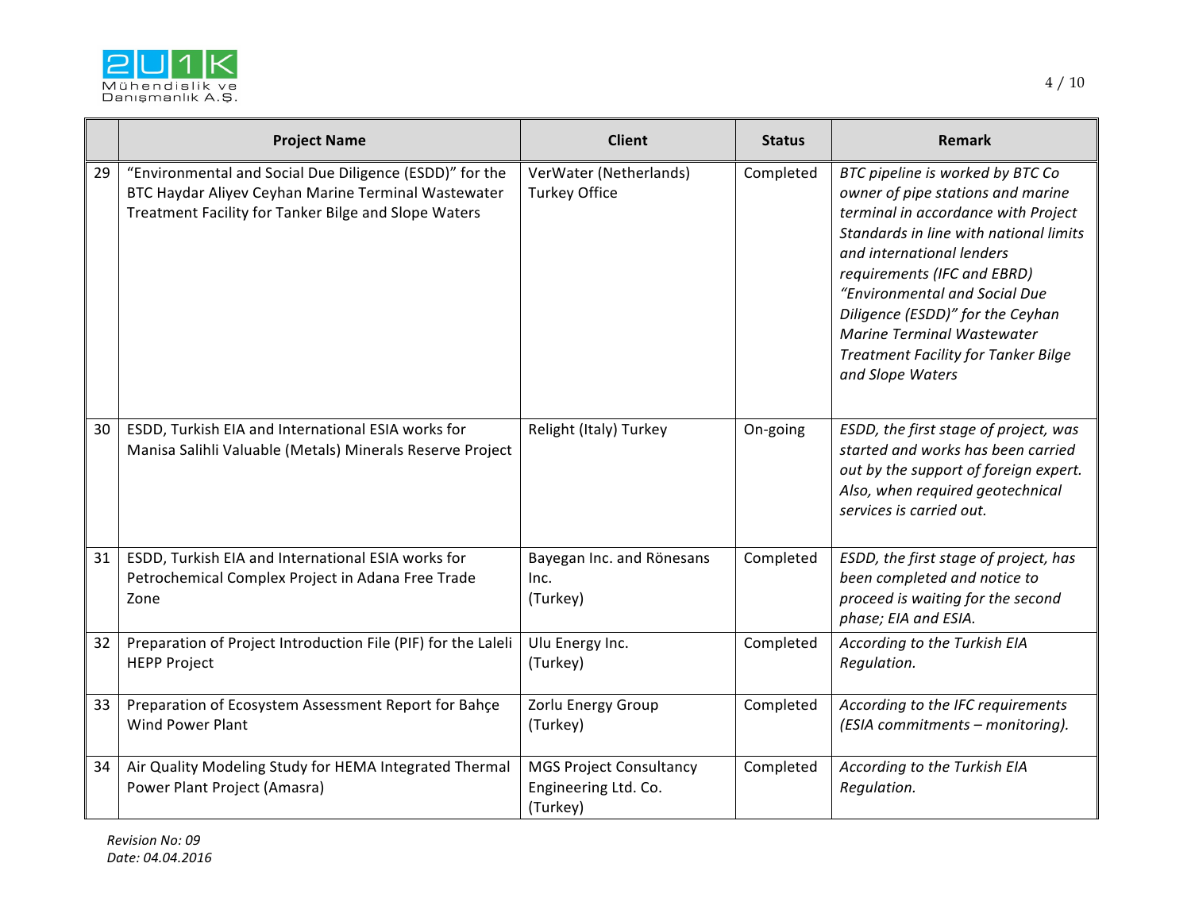| | Project Name | Client | Status | Remark |
|---|---|---|---|---|
| 29 | "Environmental and Social Due Diligence (ESDD)" for the BTC Haydar Aliyev Ceyhan Marine Terminal Wastewater Treatment Facility for Tanker Bilge and Slope Waters | VerWater (Netherlands) Turkey Office | Completed | *BTC pipeline is worked by BTC Co owner of pipe stations and marine terminal in accordance with Project Standards in line with national limits and international lenders requirements (IFC and EBRD) "Environmental and Social Due Diligence (ESDD)" for the Ceyhan Marine Terminal Wastewater Treatment Facility for Tanker Bilge and Slope Waters* |
| 30 | ESDD, Turkish EIA and International ESIA works for Manisa Salihli Valuable (Metals) Minerals Reserve Project | Relight (Italy) Turkey | On-going | *ESDD, the first stage of project, was started and works has been carried out by the support of foreign expert. Also, when required geotechnical services is carried out.* |
| 31 | ESDD, Turkish EIA and International ESIA works for Petrochemical Complex Project in Adana Free Trade Zone | Bayegan Inc. and Rönesans Inc. (Turkey) | Completed | *ESDD, the first stage of project, has been completed and notice to proceed is waiting for the second phase; EIA and ESIA.* |
| 32 | Preparation of Project Introduction File (PIF) for the Laleli HEPP Project | Ulu Energy Inc. (Turkey) | Completed | *According to the Turkish EIA Regulation.* |
| 33 | Preparation of Ecosystem Assessment Report for Bahçe Wind Power Plant | Zorlu Energy Group (Turkey) | Completed | *According to the IFC requirements (ESIA commitments – monitoring).* |
| 34 | Air Quality Modeling Study for HEMA Integrated Thermal Power Plant Project (Amasra) | MGS Project Consultancy Engineering Ltd. Co. (Turkey) | Completed | *According to the Turkish EIA Regulation.* |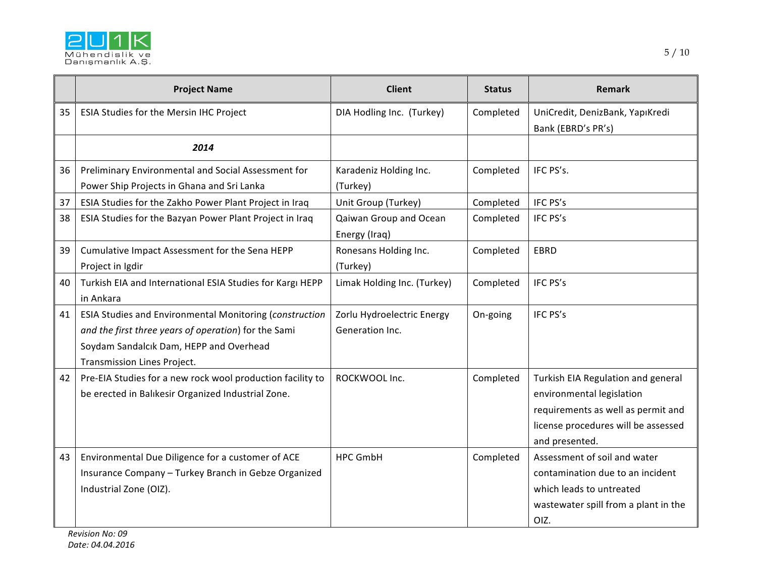|  | Project Name | Client | Status | Remark |
|---|---|---|---|---|
| 35 | ESIA Studies for the Mersin IHC Project | DIA Hodling Inc. (Turkey) | Completed | UniCredit, DenizBank, YapıKredi Bank (EBRD's PR's) |
|  | ***2014*** |  |  |  |
| 36 | Preliminary Environmental and Social Assessment for Power Ship Projects in Ghana and Sri Lanka | Karadeniz Holding Inc. (Turkey) | Completed | IFC PS's. |
| 37 | ESIA Studies for the Zakho Power Plant Project in Iraq | Unit Group (Turkey) | Completed | IFC PS's |
| 38 | ESIA Studies for the Bazyan Power Plant Project in Iraq | Qaiwan Group and Ocean Energy (Iraq) | Completed | IFC PS's |
| 39 | Cumulative Impact Assessment for the Sena HEPP Project in Igdir | Ronesans Holding Inc. (Turkey) | Completed | EBRD |
| 40 | Turkish EIA and International ESIA Studies for Kargı HEPP in Ankara | Limak Holding Inc. (Turkey) | Completed | IFC PS's |
| 41 | ESIA Studies and Environmental Monitoring (*construction and the first three years of operation*) for the Sami Soydam Sandalcık Dam, HEPP and Overhead Transmission Lines Project. | Zorlu Hydroelectric Energy Generation Inc. | On-going | IFC PS's |
| 42 | Pre-EIA Studies for a new rock wool production facility to be erected in Balıkesir Organized Industrial Zone. | ROCKWOOL Inc. | Completed | Turkish EIA Regulation and general environmental legislation requirements as well as permit and license procedures will be assessed and presented. |
| 43 | Environmental Due Diligence for a customer of ACE Insurance Company – Turkey Branch in Gebze Organized Industrial Zone (OIZ). | HPC GmbH | Completed | Assessment of soil and water contamination due to an incident which leads to untreated wastewater spill from a plant in the OIZ. |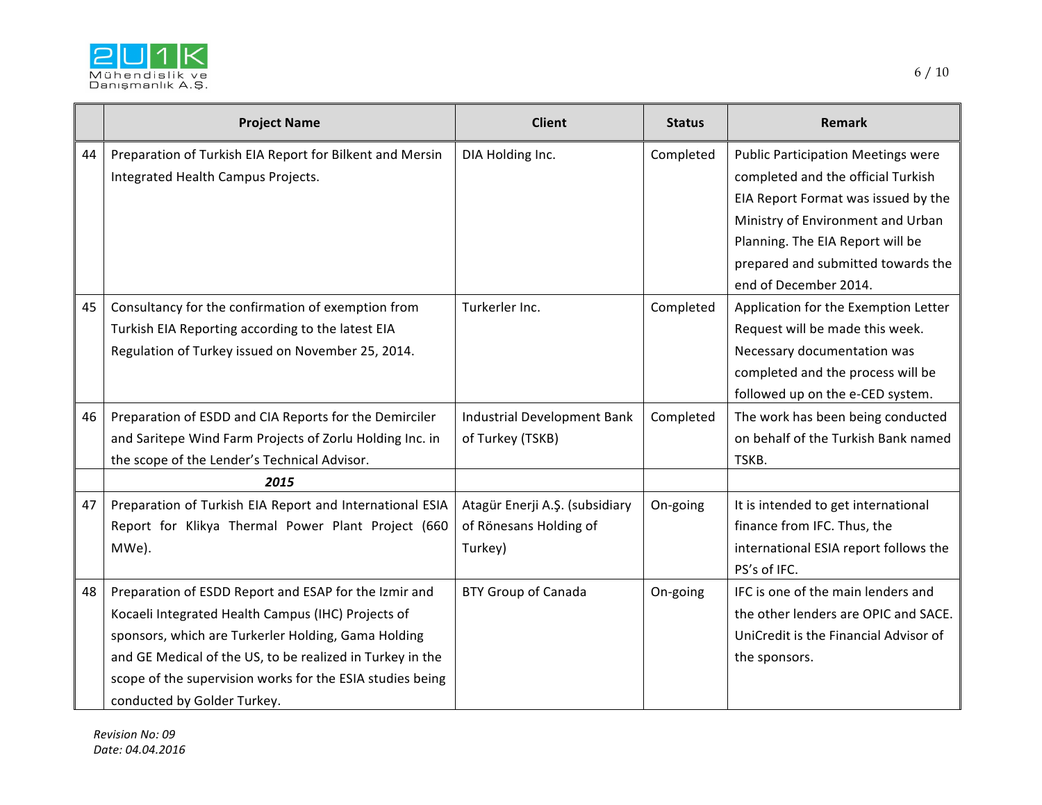|  | Project Name | Client | Status | Remark |
|---|---|---|---|---|
| 44 | Preparation of Turkish EIA Report for Bilkent and Mersin Integrated Health Campus Projects. | DIA Holding Inc. | Completed | Public Participation Meetings were completed and the official Turkish EIA Report Format was issued by the Ministry of Environment and Urban Planning. The EIA Report will be prepared and submitted towards the end of December 2014. |
| 45 | Consultancy for the confirmation of exemption from Turkish EIA Reporting according to the latest EIA Regulation of Turkey issued on November 25, 2014. | Turkerler Inc. | Completed | Application for the Exemption Letter Request will be made this week. Necessary documentation was completed and the process will be followed up on the e-CED system. |
| 46 | Preparation of ESDD and CIA Reports for the Demirciler and Saritepe Wind Farm Projects of Zorlu Holding Inc. in the scope of the Lender's Technical Advisor. | Industrial Development Bank of Turkey (TSKB) | Completed | The work has been being conducted on behalf of the Turkish Bank named TSKB. |
|  | ***2015*** |  |  |  |
| 47 | Preparation of Turkish EIA Report and International ESIA Report for Klikya Thermal Power Plant Project (660 MWe). | Atagür Enerji A.Ş. (subsidiary of Rönesans Holding of Turkey) | On-going | It is intended to get international finance from IFC. Thus, the international ESIA report follows the PS's of IFC. |
| 48 | Preparation of ESDD Report and ESAP for the Izmir and Kocaeli Integrated Health Campus (IHC) Projects of sponsors, which are Turkerler Holding, Gama Holding and GE Medical of the US, to be realized in Turkey in the scope of the supervision works for the ESIA studies being conducted by Golder Turkey. | BTY Group of Canada | On-going | IFC is one of the main lenders and the other lenders are OPIC and SACE. UniCredit is the Financial Advisor of the sponsors. |

*Revision No: 09*
*Date: 04.04.2016*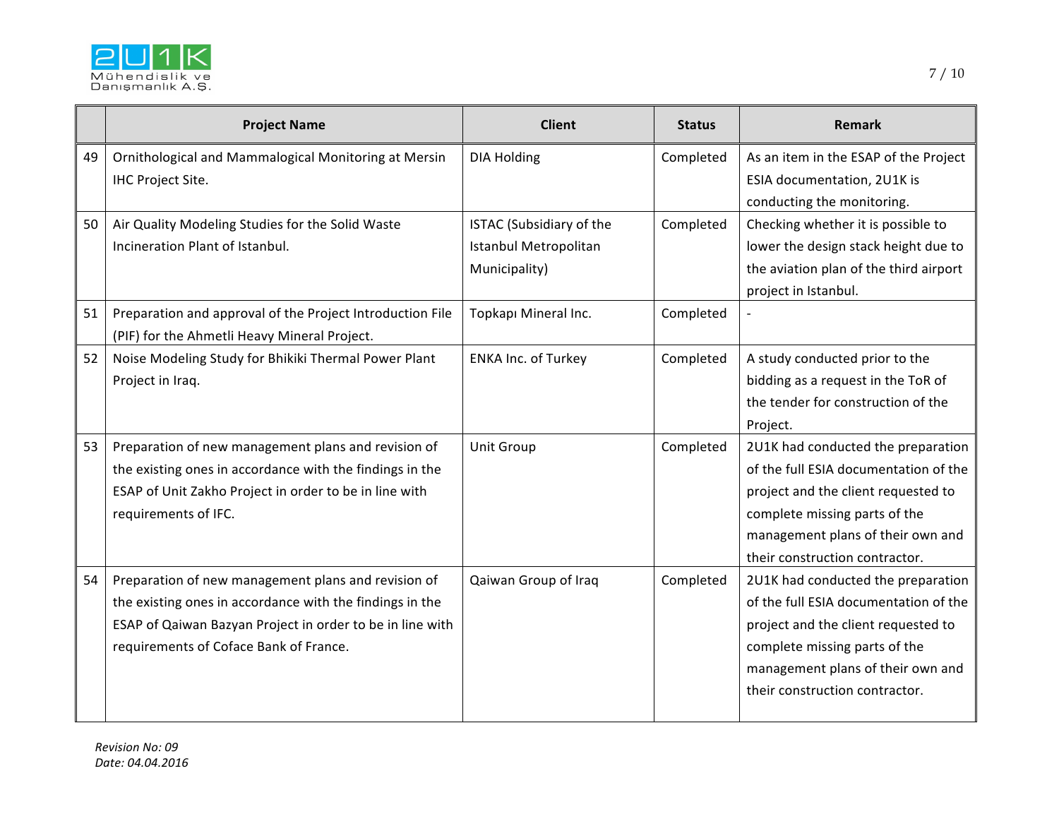|  | Project Name | Client | Status | Remark |
|---|---|---|---|---|
| 49 | Ornithological and Mammalogical Monitoring at Mersin IHC Project Site. | DIA Holding | Completed | As an item in the ESAP of the Project ESIA documentation, 2U1K is conducting the monitoring. |
| 50 | Air Quality Modeling Studies for the Solid Waste Incineration Plant of Istanbul. | ISTAC (Subsidiary of the Istanbul Metropolitan Municipality) | Completed | Checking whether it is possible to lower the design stack height due to the aviation plan of the third airport project in Istanbul. |
| 51 | Preparation and approval of the Project Introduction File (PIF) for the Ahmetli Heavy Mineral Project. | Topkapı Mineral Inc. | Completed | - |
| 52 | Noise Modeling Study for Bhikiki Thermal Power Plant Project in Iraq. | ENKA Inc. of Turkey | Completed | A study conducted prior to the bidding as a request in the ToR of the tender for construction of the Project. |
| 53 | Preparation of new management plans and revision of the existing ones in accordance with the findings in the ESAP of Unit Zakho Project in order to be in line with requirements of IFC. | Unit Group | Completed | 2U1K had conducted the preparation of the full ESIA documentation of the project and the client requested to complete missing parts of the management plans of their own and their construction contractor. |
| 54 | Preparation of new management plans and revision of the existing ones in accordance with the findings in the ESAP of Qaiwan Bazyan Project in order to be in line with requirements of Coface Bank of France. | Qaiwan Group of Iraq | Completed | 2U1K had conducted the preparation of the full ESIA documentation of the project and the client requested to complete missing parts of the management plans of their own and their construction contractor. |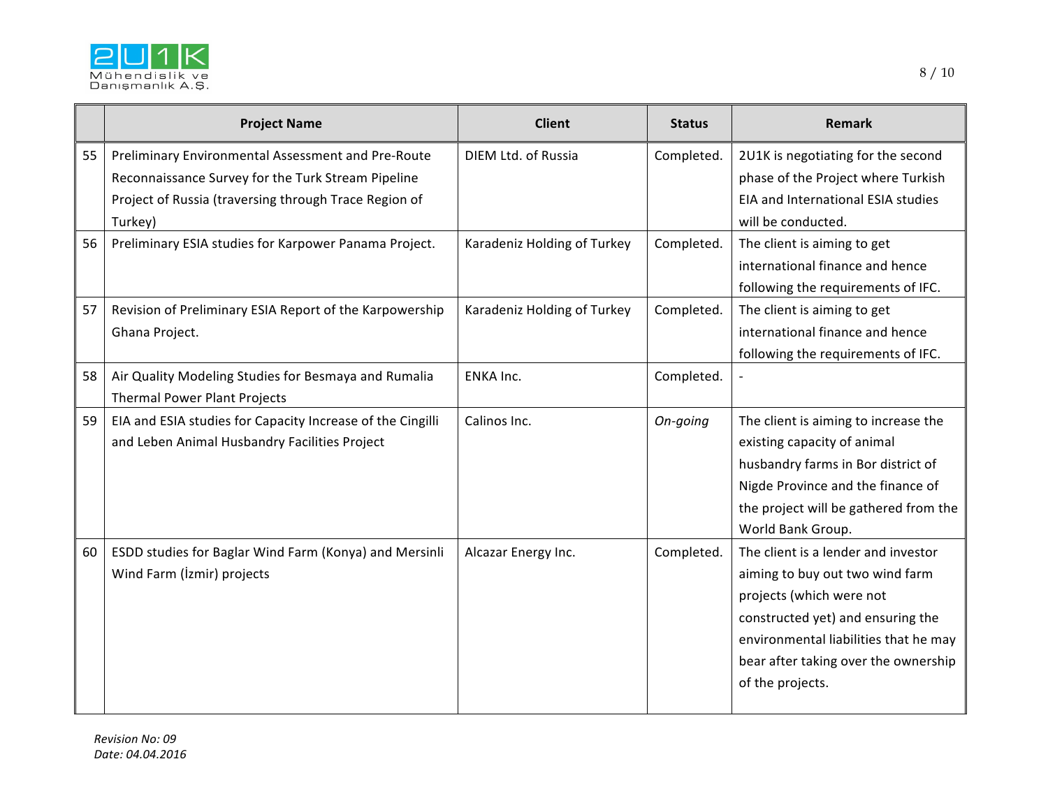| | Project Name | Client | Status | Remark |
|---|---|---|---|---|
| 55 | Preliminary Environmental Assessment and Pre-Route Reconnaissance Survey for the Turk Stream Pipeline Project of Russia (traversing through Trace Region of Turkey) | DIEM Ltd. of Russia | Completed. | 2U1K is negotiating for the second phase of the Project where Turkish EIA and International ESIA studies will be conducted. |
| 56 | Preliminary ESIA studies for Karpower Panama Project. | Karadeniz Holding of Turkey | Completed. | The client is aiming to get international finance and hence following the requirements of IFC. |
| 57 | Revision of Preliminary ESIA Report of the Karpowership Ghana Project. | Karadeniz Holding of Turkey | Completed. | The client is aiming to get international finance and hence following the requirements of IFC. |
| 58 | Air Quality Modeling Studies for Besmaya and Rumalia Thermal Power Plant Projects | ENKA Inc. | Completed. | - |
| 59 | EIA and ESIA studies for Capacity Increase of the Cingilli and Leben Animal Husbandry Facilities Project | Calinos Inc. | *On-going* | The client is aiming to increase the existing capacity of animal husbandry farms in Bor district of Nigde Province and the finance of the project will be gathered from the World Bank Group. |
| 60 | ESDD studies for Baglar Wind Farm (Konya) and Mersinli Wind Farm (İzmir) projects | Alcazar Energy Inc. | Completed. | The client is a lender and investor aiming to buy out two wind farm projects (which were not constructed yet) and ensuring the environmental liabilities that he may bear after taking over the ownership of the projects. |

*Revision No: 09*
*Date: 04.04.2016*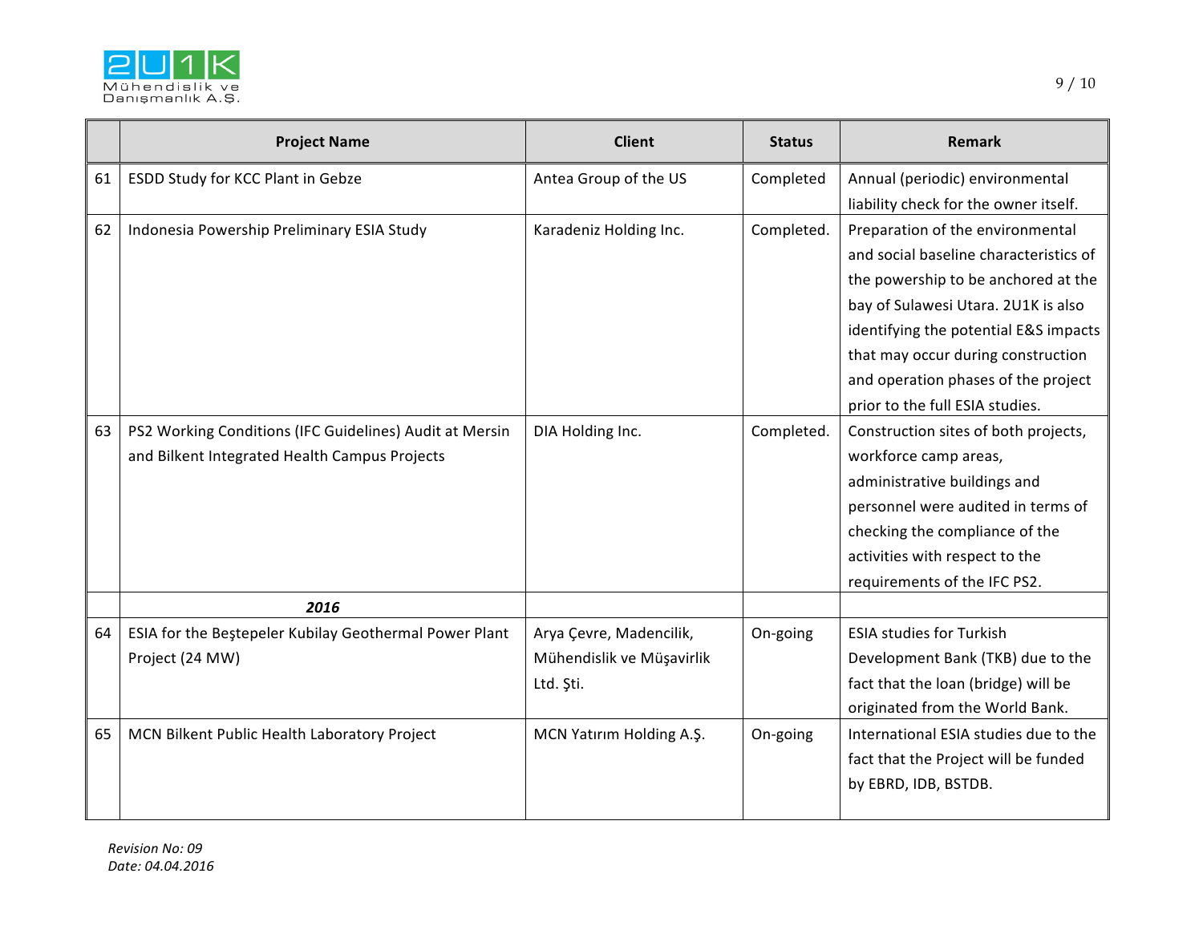| | Project Name | Client | Status | Remark |
|---|---|---|---|---|
| 61 | ESDD Study for KCC Plant in Gebze | Antea Group of the US | Completed | Annual (periodic) environmental liability check for the owner itself. |
| 62 | Indonesia Powership Preliminary ESIA Study | Karadeniz Holding Inc. | Completed. | Preparation of the environmental and social baseline characteristics of the powership to be anchored at the bay of Sulawesi Utara. 2U1K is also identifying the potential E&S impacts that may occur during construction and operation phases of the project prior to the full ESIA studies. |
| 63 | PS2 Working Conditions (IFC Guidelines) Audit at Mersin and Bilkent Integrated Health Campus Projects | DIA Holding Inc. | Completed. | Construction sites of both projects, workforce camp areas, administrative buildings and personnel were audited in terms of checking the compliance of the activities with respect to the requirements of the IFC PS2. |
| | ***2016*** | | | |
| 64 | ESIA for the Beştepeler Kubilay Geothermal Power Plant Project (24 MW) | Arya Çevre, Madencilik, Mühendislik ve Müşavirlik Ltd. Şti. | On-going | ESIA studies for Turkish Development Bank (TKB) due to the fact that the loan (bridge) will be originated from the World Bank. |
| 65 | MCN Bilkent Public Health Laboratory Project | MCN Yatırım Holding A.Ş. | On-going | International ESIA studies due to the fact that the Project will be funded by EBRD, IDB, BSTDB. |

*Revision No: 09*
*Date: 04.04.2016*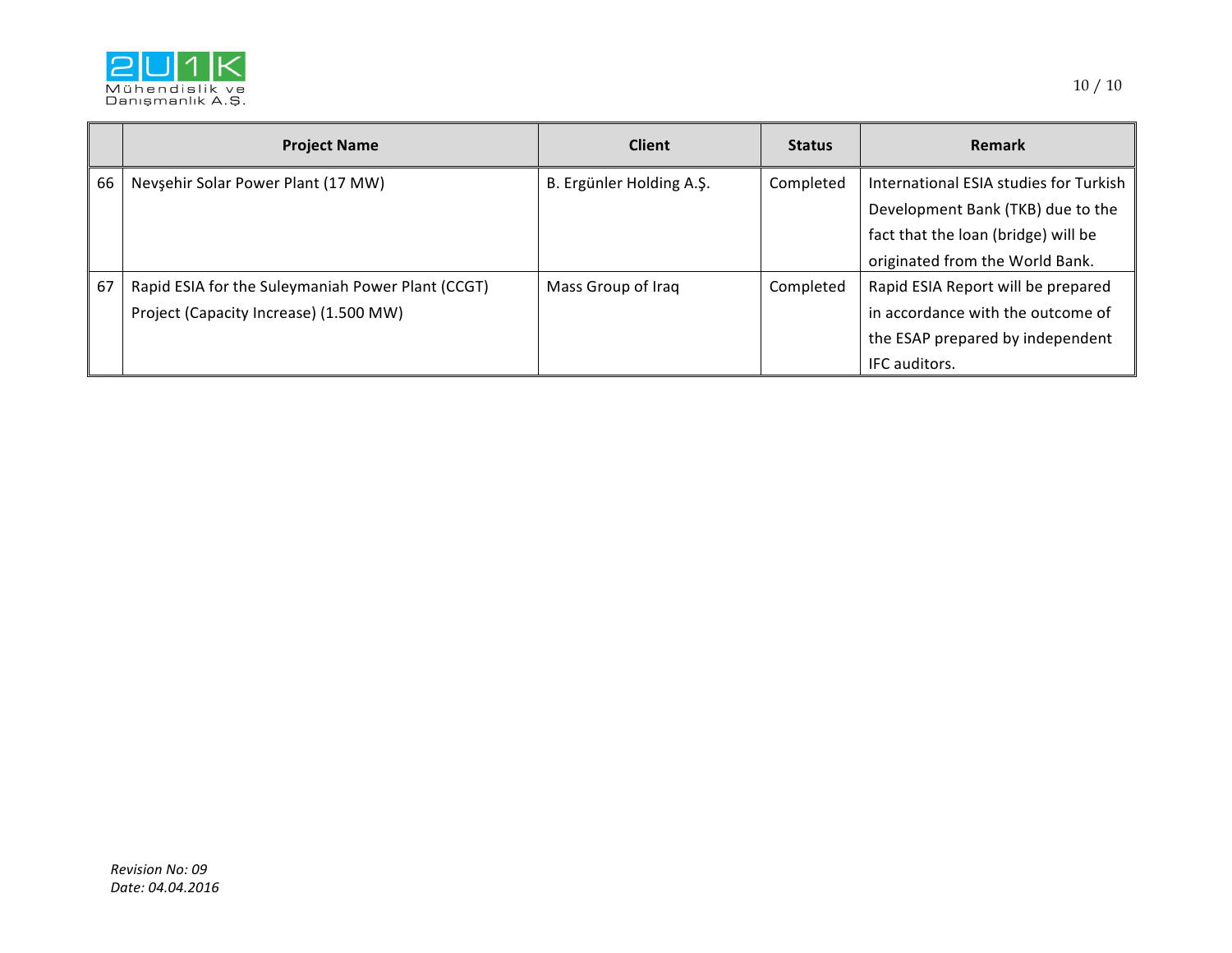| | Project Name | Client | Status | Remark |
|---|---|---|---|---|
| 66 | Nevşehir Solar Power Plant (17 MW) | B. Ergünler Holding A.Ş. | Completed | International ESIA studies for Turkish Development Bank (TKB) due to the fact that the loan (bridge) will be originated from the World Bank. |
| 67 | Rapid ESIA for the Suleymaniah Power Plant (CCGT) Project (Capacity Increase) (1.500 MW) | Mass Group of Iraq | Completed | Rapid ESIA Report will be prepared in accordance with the outcome of the ESAP prepared by independent IFC auditors. |